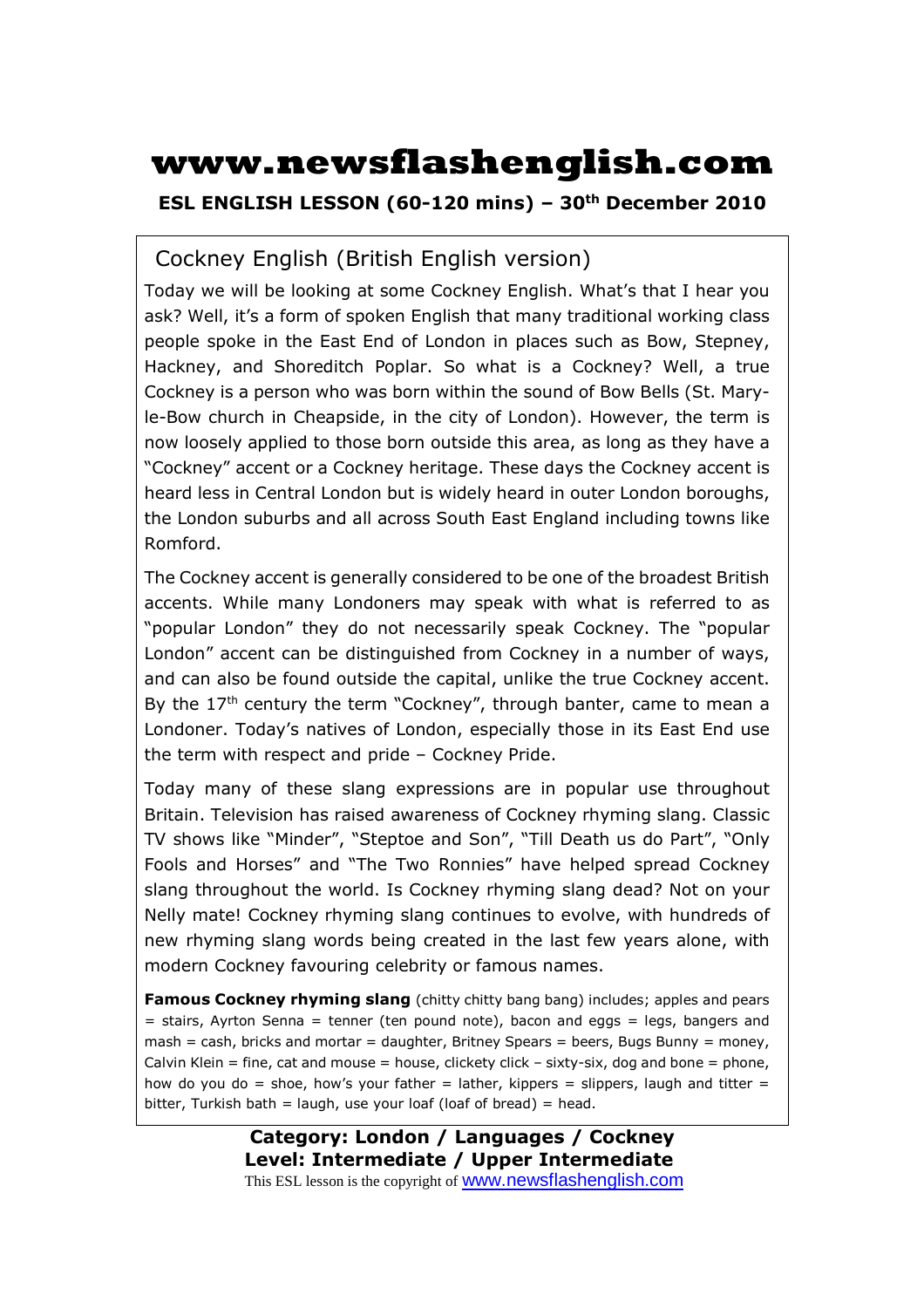# www.newsflashenglish.com

**ESL ENGLISH LESSON (60-120 mins) – 30th December 2010**

## Cockney English (British English version)

Today we will be looking at some Cockney English. What's that I hear you ask? Well, it's a form of spoken English that many traditional working class people spoke in the East End of London in places such as Bow, Stepney, Hackney, and Shoreditch Poplar. So what is a Cockney? Well, a true Cockney is a person who was born within the sound of Bow Bells (St. Mary-le-Bow church in Cheapside, in the city of London). However, the term is now loosely applied to those born outside this area, as long as they have a "Cockney" accent or a Cockney heritage. These days the Cockney accent is heard less in Central London but is widely heard in outer London boroughs, the London suburbs and all across South East England including towns like Romford.

The Cockney accent is generally considered to be one of the broadest British accents. While many Londoners may speak with what is referred to as "popular London" they do not necessarily speak Cockney. The "popular London" accent can be distinguished from Cockney in a number of ways, and can also be found outside the capital, unlike the true Cockney accent. By the 17th century the term "Cockney", through banter, came to mean a Londoner. Today's natives of London, especially those in its East End use the term with respect and pride – Cockney Pride.

Today many of these slang expressions are in popular use throughout Britain. Television has raised awareness of Cockney rhyming slang. Classic TV shows like "Minder", "Steptoe and Son", "Till Death us do Part", "Only Fools and Horses" and "The Two Ronnies" have helped spread Cockney slang throughout the world. Is Cockney rhyming slang dead? Not on your Nelly mate! Cockney rhyming slang continues to evolve, with hundreds of new rhyming slang words being created in the last few years alone, with modern Cockney favouring celebrity or famous names.

**Famous Cockney rhyming slang** (chitty chitty bang bang) includes; apples and pears = stairs, Ayrton Senna = tenner (ten pound note), bacon and eggs = legs, bangers and mash = cash, bricks and mortar = daughter, Britney Spears = beers, Bugs Bunny = money, Calvin Klein = fine, cat and mouse = house, clickety click – sixty-six, dog and bone = phone, how do you do = shoe, how's your father = lather, kippers = slippers, laugh and titter = bitter, Turkish bath = laugh, use your loaf (loaf of bread) = head.

**Category: London / Languages / Cockney**
**Level: Intermediate / Upper Intermediate**

This ESL lesson is the copyright of www.newsflashenglish.com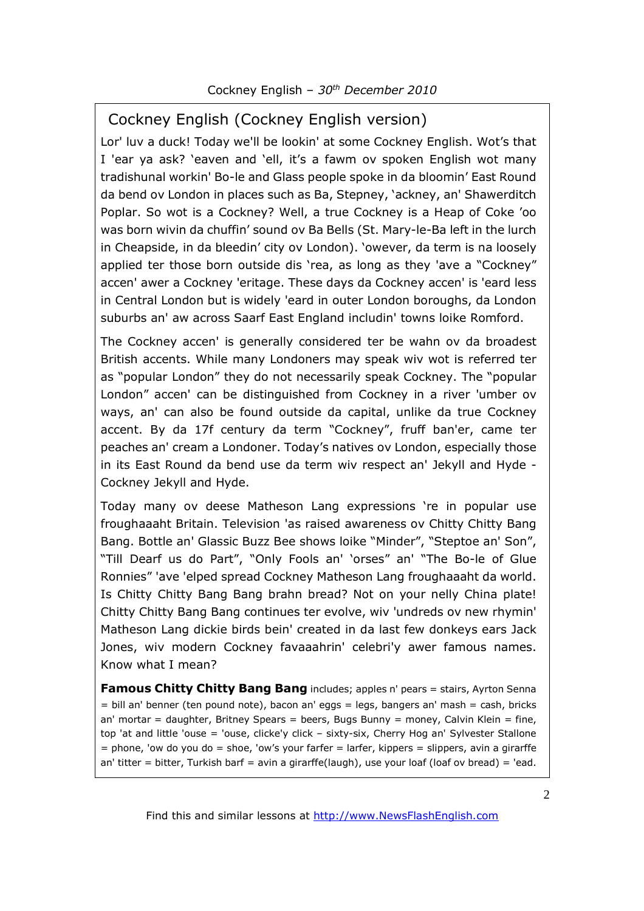## Cockney English (Cockney English version)

Lor' luv a duck! Today we'll be lookin' at some Cockney English. Wot's that I 'ear ya ask? 'eaven and 'ell, it's a fawm ov spoken English wot many tradishunal workin' Bo-le and Glass people spoke in da bloomin' East Round da bend ov London in places such as Ba, Stepney, 'ackney, an' Shawerditch Poplar. So wot is a Cockney? Well, a true Cockney is a Heap of Coke 'oo was born wivin da chuffin' sound ov Ba Bells (St. Mary-le-Ba left in the lurch in Cheapside, in da bleedin' city ov London). 'owever, da term is na loosely applied ter those born outside dis 'rea, as long as they 'ave a "Cockney" accen' awer a Cockney 'eritage. These days da Cockney accen' is 'eard less in Central London but is widely 'eard in outer London boroughs, da London suburbs an' aw across Saarf East England includin' towns loike Romford.

The Cockney accen' is generally considered ter be wahn ov da broadest British accents. While many Londoners may speak wiv wot is referred ter as "popular London" they do not necessarily speak Cockney. The "popular London" accen' can be distinguished from Cockney in a river 'umber ov ways, an' can also be found outside da capital, unlike da true Cockney accent. By da 17f century da term "Cockney", fruff ban'er, came ter peaches an' cream a Londoner. Today's natives ov London, especially those in its East Round da bend use da term wiv respect an' Jekyll and Hyde - Cockney Jekyll and Hyde.

Today many ov deese Matheson Lang expressions 're in popular use froughaaaht Britain. Television 'as raised awareness ov Chitty Chitty Bang Bang. Bottle an' Glassic Buzz Bee shows loike "Minder", "Steptoe an' Son", "Till Dearf us do Part", "Only Fools an' 'orses" an' "The Bo-le of Glue Ronnies" 'ave 'elped spread Cockney Matheson Lang froughaaaht da world. Is Chitty Chitty Bang Bang brahn bread? Not on your nelly China plate! Chitty Chitty Bang Bang continues ter evolve, wiv 'undreds ov new rhymin' Matheson Lang dickie birds bein' created in da last few donkeys ears Jack Jones, wiv modern Cockney favaaahrin' celebri'y awer famous names. Know what I mean?

**Famous Chitty Chitty Bang Bang** includes; apples n' pears = stairs, Ayrton Senna = bill an' benner (ten pound note), bacon an' eggs = legs, bangers an' mash = cash, bricks an' mortar = daughter, Britney Spears = beers, Bugs Bunny = money, Calvin Klein = fine, top 'at and little 'ouse = 'ouse, clicke'y click – sixty-six, Cherry Hog an' Sylvester Stallone = phone, 'ow do you do = shoe, 'ow's your farfer = larfer, kippers = slippers, avin a girarffe an' titter = bitter, Turkish barf = avin a girarffe(laugh), use your loaf (loaf ov bread) = 'ead.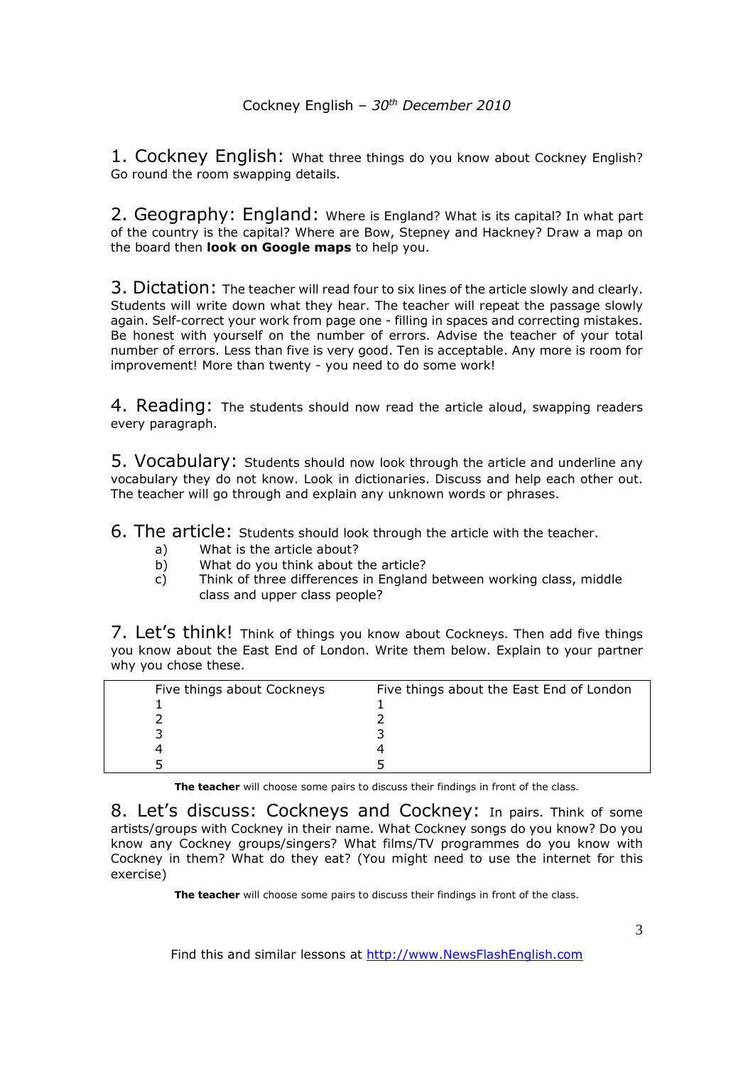Cockney English – *30th December 2010*

**1. Cockney English:** What three things do you know about Cockney English? Go round the room swapping details.

**2. Geography: England:** Where is England? What is its capital? In what part of the country is the capital? Where are Bow, Stepney and Hackney? Draw a map on the board then **look on Google maps** to help you.

**3. Dictation:** The teacher will read four to six lines of the article slowly and clearly. Students will write down what they hear. The teacher will repeat the passage slowly again. Self-correct your work from page one - filling in spaces and correcting mistakes. Be honest with yourself on the number of errors. Advise the teacher of your total number of errors. Less than five is very good. Ten is acceptable. Any more is room for improvement! More than twenty - you need to do some work!

**4. Reading:** The students should now read the article aloud, swapping readers every paragraph.

**5. Vocabulary:** Students should now look through the article and underline any vocabulary they do not know. Look in dictionaries. Discuss and help each other out. The teacher will go through and explain any unknown words or phrases.

**6. The article:** Students should look through the article with the teacher.

a) What is the article about?
b) What do you think about the article?
c) Think of three differences in England between working class, middle class and upper class people?

**7. Let's think!** Think of things you know about Cockneys. Then add five things you know about the East End of London. Write them below. Explain to your partner why you chose these.

| Five things about Cockneys | Five things about the East End of London |
|---|---|
| 1 | 1 |
| 2 | 2 |
| 3 | 3 |
| 4 | 4 |
| 5 | 5 |

**The teacher** will choose some pairs to discuss their findings in front of the class.

**8. Let's discuss: Cockneys and Cockney:** In pairs. Think of some artists/groups with Cockney in their name. What Cockney songs do you know? Do you know any Cockney groups/singers? What films/TV programmes do you know with Cockney in them? What do they eat? (You might need to use the internet for this exercise)

**The teacher** will choose some pairs to discuss their findings in front of the class.

Find this and similar lessons at http://www.NewsFlashEnglish.com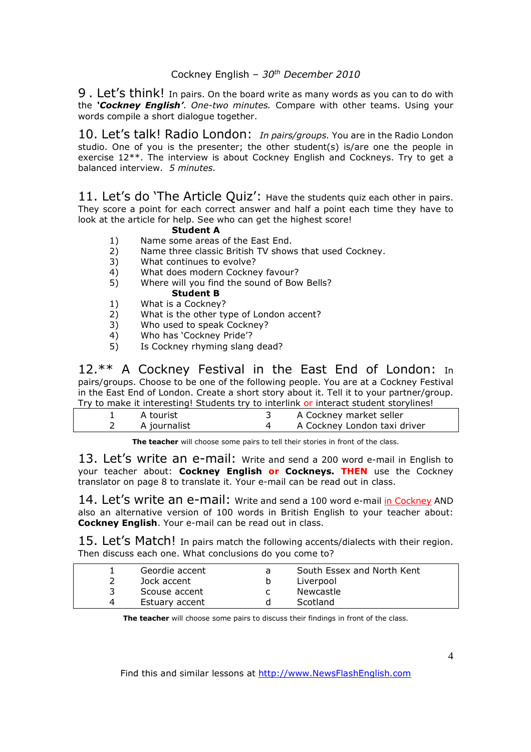Cockney English – *30th December 2010*

## 9. Let's think!

In pairs. On the board write as many words as you can to do with the ***'Cockney English'***. *One-two minutes.* Compare with other teams. Using your words compile a short dialogue together.

## 10. Let's talk! Radio London:

*In pairs/groups.* You are in the Radio London studio. One of you is the presenter; the other student(s) is/are one the people in exercise 12**. The interview is about Cockney English and Cockneys. Try to get a balanced interview. *5 minutes.*

## 11. Let's do 'The Article Quiz':

Have the students quiz each other in pairs. They score a point for each correct answer and half a point each time they have to look at the article for help. See who can get the highest score!

**Student A**

1) Name some areas of the East End.
2) Name three classic British TV shows that used Cockney.
3) What continues to evolve?
4) What does modern Cockney favour?
5) Where will you find the sound of Bow Bells?

**Student B**

1) What is a Cockney?
2) What is the other type of London accent?
3) Who used to speak Cockney?
4) Who has 'Cockney Pride'?
5) Is Cockney rhyming slang dead?

## 12.** A Cockney Festival in the East End of London:

In pairs/groups. Choose to be one of the following people. You are at a Cockney Festival in the East End of London. Create a short story about it. Tell it to your partner/group. Try to make it interesting! Students try to interlink or interact student storylines!

| | | | |
|---|---|---|---|
| 1 | A tourist | 3 | A Cockney market seller |
| 2 | A journalist | 4 | A Cockney London taxi driver |

**The teacher** will choose some pairs to tell their stories in front of the class.

## 13. Let's write an e-mail:

Write and send a 200 word e-mail in English to your teacher about: **Cockney English or Cockneys. THEN** use the Cockney translator on page 8 to translate it. Your e-mail can be read out in class.

## 14. Let's write an e-mail:

Write and send a 100 word e-mail in Cockney AND also an alternative version of 100 words in British English to your teacher about: **Cockney English**. Your e-mail can be read out in class.

## 15. Let's Match!

In pairs match the following accents/dialects with their region. Then discuss each one. What conclusions do you come to?

| | | | |
|---|---|---|---|
| 1 | Geordie accent | a | South Essex and North Kent |
| 2 | Jock accent | b | Liverpool |
| 3 | Scouse accent | c | Newcastle |
| 4 | Estuary accent | d | Scotland |

**The teacher** will choose some pairs to discuss their findings in front of the class.

Find this and similar lessons at http://www.NewsFlashEnglish.com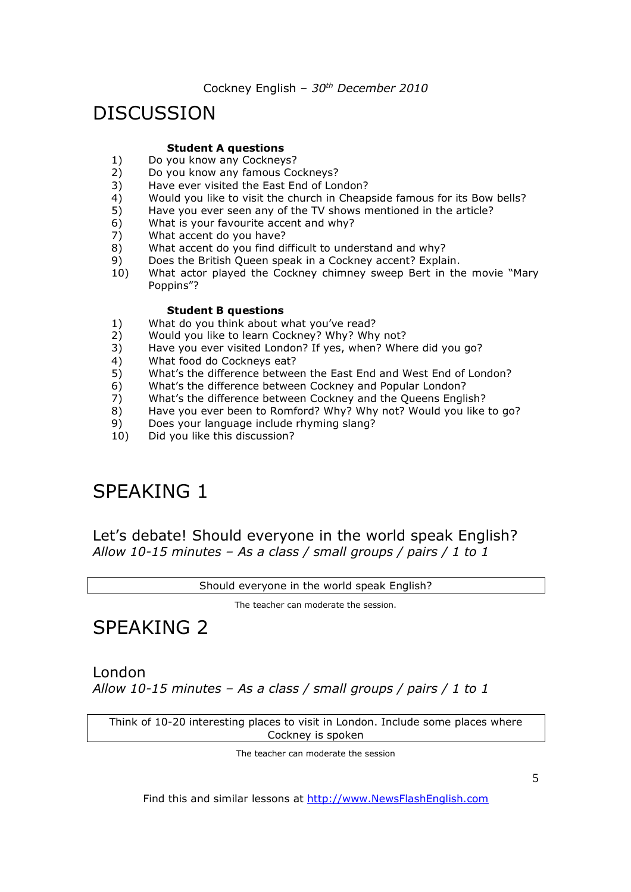# DISCUSSION

### Student A questions

1) Do you know any Cockneys?
2) Do you know any famous Cockneys?
3) Have ever visited the East End of London?
4) Would you like to visit the church in Cheapside famous for its Bow bells?
5) Have you ever seen any of the TV shows mentioned in the article?
6) What is your favourite accent and why?
7) What accent do you have?
8) What accent do you find difficult to understand and why?
9) Does the British Queen speak in a Cockney accent? Explain.
10) What actor played the Cockney chimney sweep Bert in the movie "Mary Poppins"?

### Student B questions

1) What do you think about what you've read?
2) Would you like to learn Cockney? Why? Why not?
3) Have you ever visited London? If yes, when? Where did you go?
4) What food do Cockneys eat?
5) What's the difference between the East End and West End of London?
6) What's the difference between Cockney and Popular London?
7) What's the difference between Cockney and the Queens English?
8) Have you ever been to Romford? Why? Why not? Would you like to go?
9) Does your language include rhyming slang?
10) Did you like this discussion?

# SPEAKING 1

## Let's debate! Should everyone in the world speak English?

*Allow 10-15 minutes – As a class / small groups / pairs / 1 to 1*

| Should everyone in the world speak English? |
|---|

The teacher can moderate the session.

# SPEAKING 2

## London

*Allow 10-15 minutes – As a class / small groups / pairs / 1 to 1*

| Think of 10-20 interesting places to visit in London. Include some places where Cockney is spoken |
|---|

The teacher can moderate the session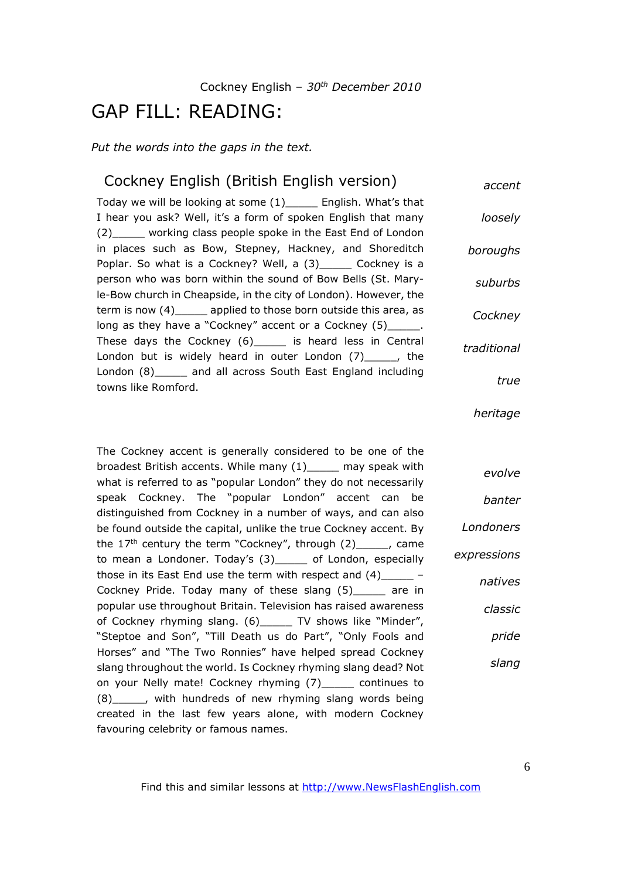Cockney English – *30th December 2010*

# GAP FILL: READING:

*Put the words into the gaps in the text.*

## Cockney English (British English version)

Today we will be looking at some (1)_____ English. What's that I hear you ask? Well, it's a form of spoken English that many (2)_____ working class people spoke in the East End of London in places such as Bow, Stepney, Hackney, and Shoreditch Poplar. So what is a Cockney? Well, a (3)_____ Cockney is a person who was born within the sound of Bow Bells (St. Mary-le-Bow church in Cheapside, in the city of London). However, the term is now (4)_____ applied to those born outside this area, as long as they have a "Cockney" accent or a Cockney (5)_____. These days the Cockney (6)_____ is heard less in Central London but is widely heard in outer London (7)_____, the London (8)_____ and all across South East England including towns like Romford.

*accent*

*loosely*

*boroughs*

*suburbs*

*Cockney*

*traditional*

*true*

*heritage*

The Cockney accent is generally considered to be one of the broadest British accents. While many (1)_____ may speak with what is referred to as "popular London" they do not necessarily speak Cockney. The "popular London" accent can be distinguished from Cockney in a number of ways, and can also be found outside the capital, unlike the true Cockney accent. By the 17th century the term "Cockney", through (2)_____, came to mean a Londoner. Today's (3)_____ of London, especially those in its East End use the term with respect and (4)_____ – Cockney Pride. Today many of these slang (5)_____ are in popular use throughout Britain. Television has raised awareness of Cockney rhyming slang. (6)_____ TV shows like "Minder", "Steptoe and Son", "Till Death us do Part", "Only Fools and Horses" and "The Two Ronnies" have helped spread Cockney slang throughout the world. Is Cockney rhyming slang dead? Not on your Nelly mate! Cockney rhyming (7)_____ continues to (8)_____, with hundreds of new rhyming slang words being created in the last few years alone, with modern Cockney favouring celebrity or famous names.

*evolve*

*banter*

*Londoners*

*expressions*

*natives*

*classic*

*pride*

*slang*

Find this and similar lessons at http://www.NewsFlashEnglish.com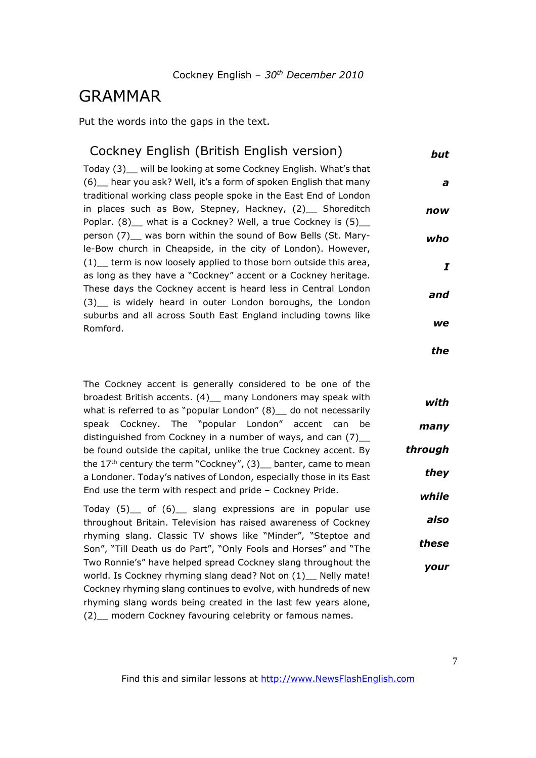# GRAMMAR

Put the words into the gaps in the text.

## Cockney English (British English version)

Today (3)__ will be looking at some Cockney English. What's that (6)__ hear you ask? Well, it's a form of spoken English that many traditional working class people spoke in the East End of London in places such as Bow, Stepney, Hackney, (2)__ Shoreditch Poplar. (8)__ what is a Cockney? Well, a true Cockney is (5)__ person (7)__ was born within the sound of Bow Bells (St. Mary-le-Bow church in Cheapside, in the city of London). However, (1)__ term is now loosely applied to those born outside this area, as long as they have a "Cockney" accent or a Cockney heritage. These days the Cockney accent is heard less in Central London (3)__ is widely heard in outer London boroughs, the London suburbs and all across South East England including towns like Romford.

***but***

***a***

***now***

***who***

***I***

***and***

***we***

***the***

The Cockney accent is generally considered to be one of the broadest British accents. (4)__ many Londoners may speak with what is referred to as "popular London" (8)__ do not necessarily speak Cockney. The "popular London" accent can be distinguished from Cockney in a number of ways, and can (7)__ be found outside the capital, unlike the true Cockney accent. By the 17th century the term "Cockney", (3)__ banter, came to mean a Londoner. Today's natives of London, especially those in its East End use the term with respect and pride – Cockney Pride.

Today (5)__ of (6)__ slang expressions are in popular use throughout Britain. Television has raised awareness of Cockney rhyming slang. Classic TV shows like "Minder", "Steptoe and Son", "Till Death us do Part", "Only Fools and Horses" and "The Two Ronnie's" have helped spread Cockney slang throughout the world. Is Cockney rhyming slang dead? Not on (1)__ Nelly mate! Cockney rhyming slang continues to evolve, with hundreds of new rhyming slang words being created in the last few years alone, (2)__ modern Cockney favouring celebrity or famous names.

***with***

***many***

***through***

***they***

***while***

***also***

***these***

***your***

Find this and similar lessons at http://www.NewsFlashEnglish.com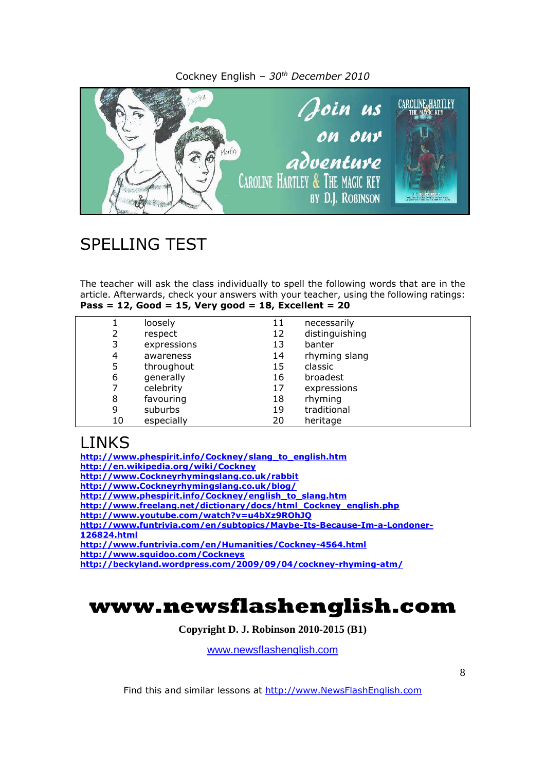# SPELLING TEST

The teacher will ask the class individually to spell the following words that are in the article. Afterwards, check your answers with your teacher, using the following ratings:
**Pass = 12, Good = 15, Very good = 18, Excellent = 20**

| | | | |
|---|---|---|---|
| 1 | loosely | 11 | necessarily |
| 2 | respect | 12 | distinguishing |
| 3 | expressions | 13 | banter |
| 4 | awareness | 14 | rhyming slang |
| 5 | throughout | 15 | classic |
| 6 | generally | 16 | broadest |
| 7 | celebrity | 17 | expressions |
| 8 | favouring | 18 | rhyming |
| 9 | suburbs | 19 | traditional |
| 10 | especially | 20 | heritage |

# LINKS

**http://www.phespirit.info/Cockney/slang_to_english.htm**
**http://en.wikipedia.org/wiki/Cockney**
**http://www.Cockneyrhymingslang.co.uk/rabbit**
**http://www.Cockneyrhymingslang.co.uk/blog/**
**http://www.phespirit.info/Cockney/english_to_slang.htm**
**http://www.freelang.net/dictionary/docs/html_Cockney_english.php**
**http://www.youtube.com/watch?v=u4bXz9ROhJQ**
**http://www.funtrivia.com/en/subtopics/Maybe-Its-Because-Im-a-Londoner-126824.html**
**http://www.funtrivia.com/en/Humanities/Cockney-4564.html**
**http://www.squidoo.com/Cockneys**
**http://beckyland.wordpress.com/2009/09/04/cockney-rhyming-atm/**

# www.newsflashenglish.com

**Copyright D. J. Robinson 2010-2015 (B1)**

www.newsflashenglish.com

Find this and similar lessons at http://www.NewsFlashEnglish.com